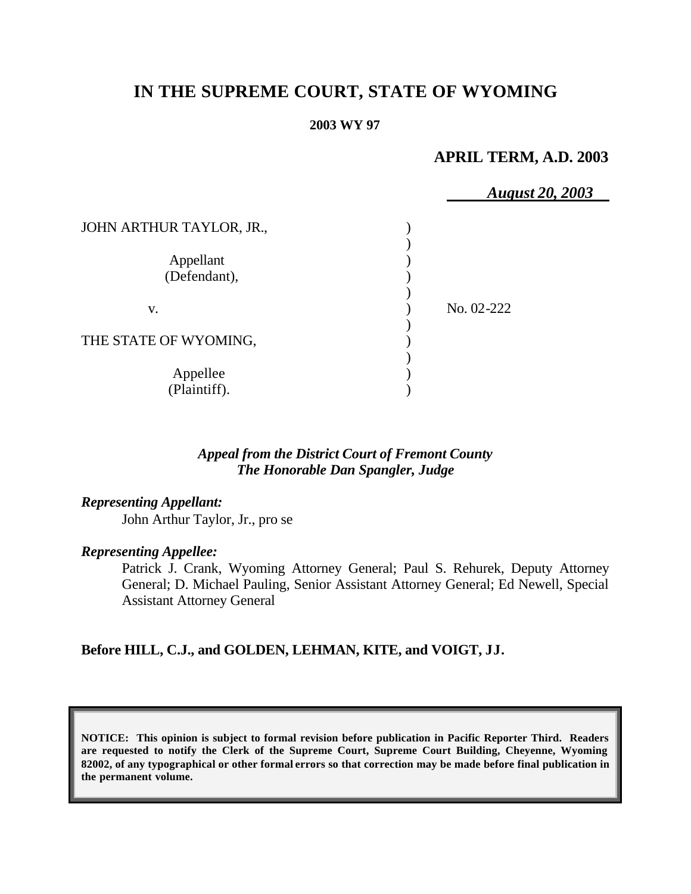# IN THE SUPREME COURT, STATE OF WYOMING

**2003 WY 97**

**APRIL TERM, A.D. 2003**

***August 20, 2003***

JOHN ARTHUR TAYLOR, JR.,

Appellant (Defendant),

v.

THE STATE OF WYOMING,

Appellee (Plaintiff).

No. 02-222

***Appeal from the District Court of Fremont County***
***The Honorable Dan Spangler, Judge***

***Representing Appellant:***

John Arthur Taylor, Jr., pro se

***Representing Appellee:***

Patrick J. Crank, Wyoming Attorney General; Paul S. Rehurek, Deputy Attorney General; D. Michael Pauling, Senior Assistant Attorney General; Ed Newell, Special Assistant Attorney General

**Before HILL, C.J., and GOLDEN, LEHMAN, KITE, and VOIGT, JJ.**

**NOTICE: This opinion is subject to formal revision before publication in Pacific Reporter Third. Readers are requested to notify the Clerk of the Supreme Court, Supreme Court Building, Cheyenne, Wyoming 82002, of any typographical or other formal errors so that correction may be made before final publication in the permanent volume.**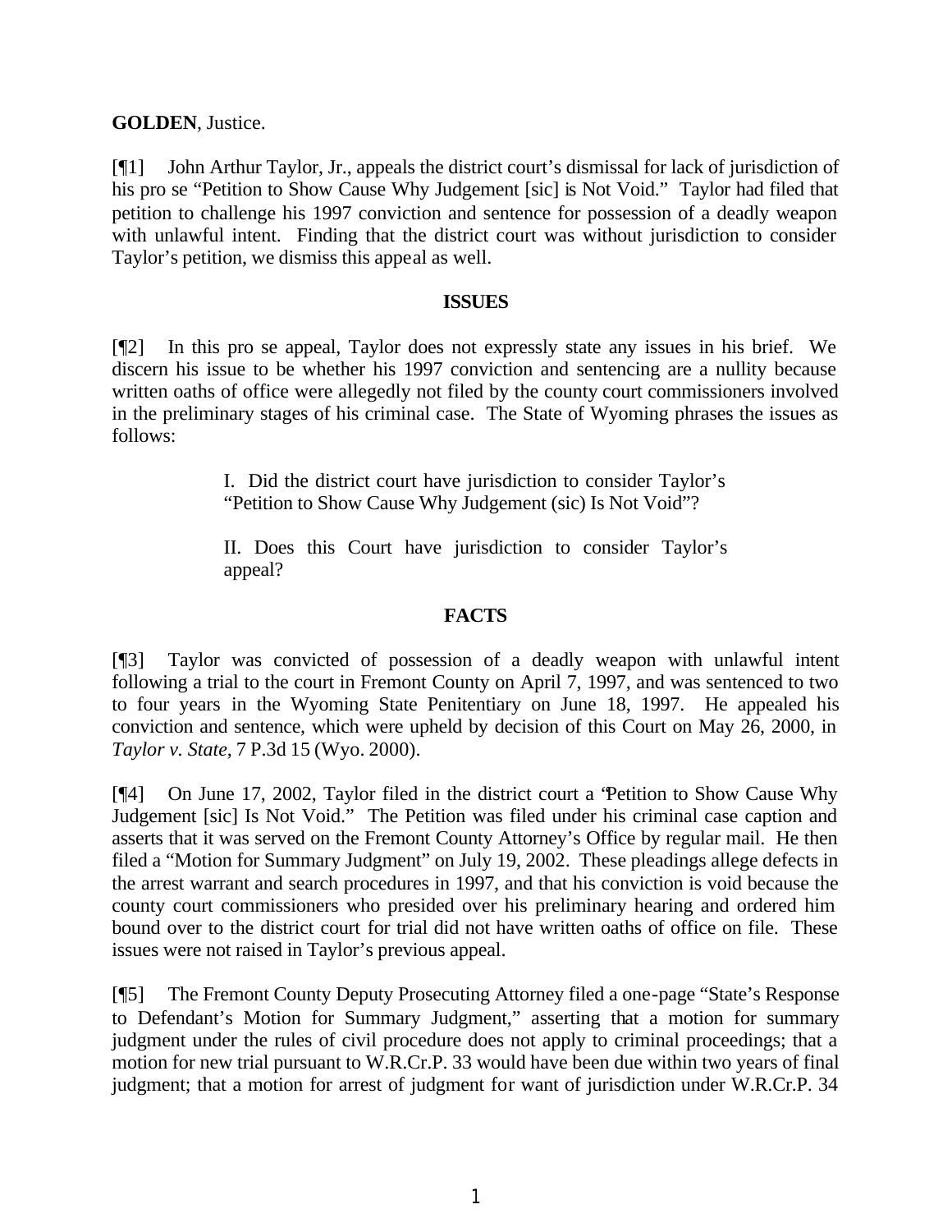**GOLDEN**, Justice.

[¶1] John Arthur Taylor, Jr., appeals the district court's dismissal for lack of jurisdiction of his pro se "Petition to Show Cause Why Judgement [sic] is Not Void." Taylor had filed that petition to challenge his 1997 conviction and sentence for possession of a deadly weapon with unlawful intent. Finding that the district court was without jurisdiction to consider Taylor's petition, we dismiss this appeal as well.

**ISSUES**

[¶2] In this pro se appeal, Taylor does not expressly state any issues in his brief. We discern his issue to be whether his 1997 conviction and sentencing are a nullity because written oaths of office were allegedly not filed by the county court commissioners involved in the preliminary stages of his criminal case. The State of Wyoming phrases the issues as follows:

> I. Did the district court have jurisdiction to consider Taylor's "Petition to Show Cause Why Judgement (sic) Is Not Void"?
>
> II. Does this Court have jurisdiction to consider Taylor's appeal?

**FACTS**

[¶3] Taylor was convicted of possession of a deadly weapon with unlawful intent following a trial to the court in Fremont County on April 7, 1997, and was sentenced to two to four years in the Wyoming State Penitentiary on June 18, 1997. He appealed his conviction and sentence, which were upheld by decision of this Court on May 26, 2000, in *Taylor v. State*, 7 P.3d 15 (Wyo. 2000).

[¶4] On June 17, 2002, Taylor filed in the district court a "Petition to Show Cause Why Judgement [sic] Is Not Void." The Petition was filed under his criminal case caption and asserts that it was served on the Fremont County Attorney's Office by regular mail. He then filed a "Motion for Summary Judgment" on July 19, 2002. These pleadings allege defects in the arrest warrant and search procedures in 1997, and that his conviction is void because the county court commissioners who presided over his preliminary hearing and ordered him bound over to the district court for trial did not have written oaths of office on file. These issues were not raised in Taylor's previous appeal.

[¶5] The Fremont County Deputy Prosecuting Attorney filed a one-page "State's Response to Defendant's Motion for Summary Judgment," asserting that a motion for summary judgment under the rules of civil procedure does not apply to criminal proceedings; that a motion for new trial pursuant to W.R.Cr.P. 33 would have been due within two years of final judgment; that a motion for arrest of judgment for want of jurisdiction under W.R.Cr.P. 34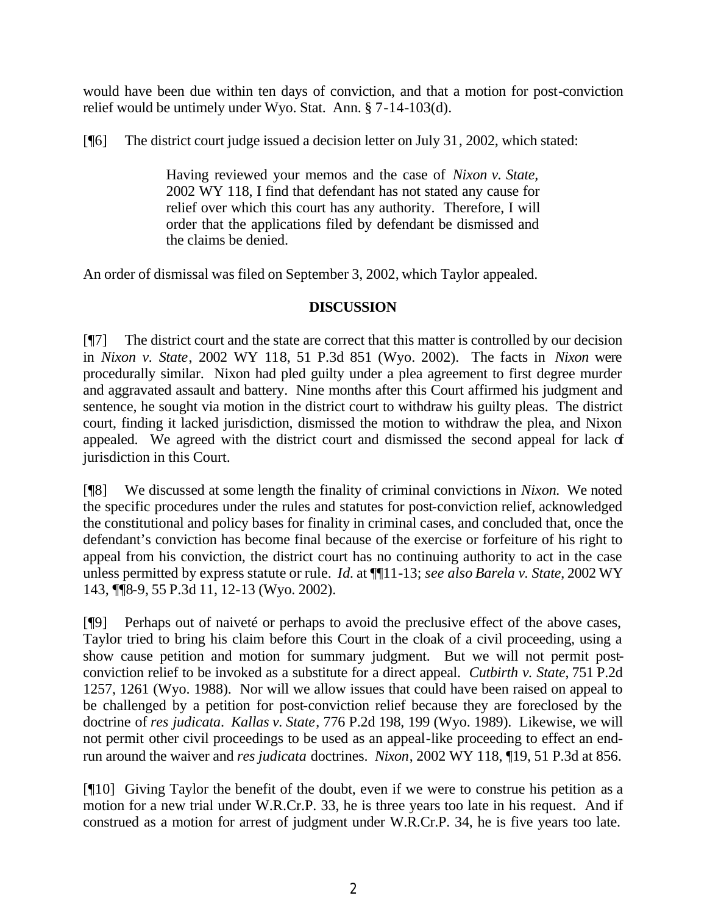would have been due within ten days of conviction, and that a motion for post-conviction relief would be untimely under Wyo. Stat. Ann. § 7-14-103(d).

[¶6] The district court judge issued a decision letter on July 31, 2002, which stated:

> Having reviewed your memos and the case of *Nixon v. State*, 2002 WY 118, I find that defendant has not stated any cause for relief over which this court has any authority. Therefore, I will order that the applications filed by defendant be dismissed and the claims be denied.

An order of dismissal was filed on September 3, 2002, which Taylor appealed.

## DISCUSSION

[¶7] The district court and the state are correct that this matter is controlled by our decision in *Nixon v. State*, 2002 WY 118, 51 P.3d 851 (Wyo. 2002). The facts in *Nixon* were procedurally similar. Nixon had pled guilty under a plea agreement to first degree murder and aggravated assault and battery. Nine months after this Court affirmed his judgment and sentence, he sought via motion in the district court to withdraw his guilty pleas. The district court, finding it lacked jurisdiction, dismissed the motion to withdraw the plea, and Nixon appealed. We agreed with the district court and dismissed the second appeal for lack of jurisdiction in this Court.

[¶8] We discussed at some length the finality of criminal convictions in *Nixon.* We noted the specific procedures under the rules and statutes for post-conviction relief, acknowledged the constitutional and policy bases for finality in criminal cases, and concluded that, once the defendant's conviction has become final because of the exercise or forfeiture of his right to appeal from his conviction, the district court has no continuing authority to act in the case unless permitted by express statute or rule. *Id.* at ¶¶11-13; *see also Barela v. State*, 2002 WY 143, ¶¶8-9, 55 P.3d 11, 12-13 (Wyo. 2002).

[¶9] Perhaps out of naiveté or perhaps to avoid the preclusive effect of the above cases, Taylor tried to bring his claim before this Court in the cloak of a civil proceeding, using a show cause petition and motion for summary judgment. But we will not permit post-conviction relief to be invoked as a substitute for a direct appeal. *Cutbirth v. State*, 751 P.2d 1257, 1261 (Wyo. 1988). Nor will we allow issues that could have been raised on appeal to be challenged by a petition for post-conviction relief because they are foreclosed by the doctrine of *res judicata*. *Kallas v. State*, 776 P.2d 198, 199 (Wyo. 1989). Likewise, we will not permit other civil proceedings to be used as an appeal-like proceeding to effect an end-run around the waiver and *res judicata* doctrines. *Nixon*, 2002 WY 118, ¶19, 51 P.3d at 856.

[¶10] Giving Taylor the benefit of the doubt, even if we were to construe his petition as a motion for a new trial under W.R.Cr.P. 33, he is three years too late in his request. And if construed as a motion for arrest of judgment under W.R.Cr.P. 34, he is five years too late.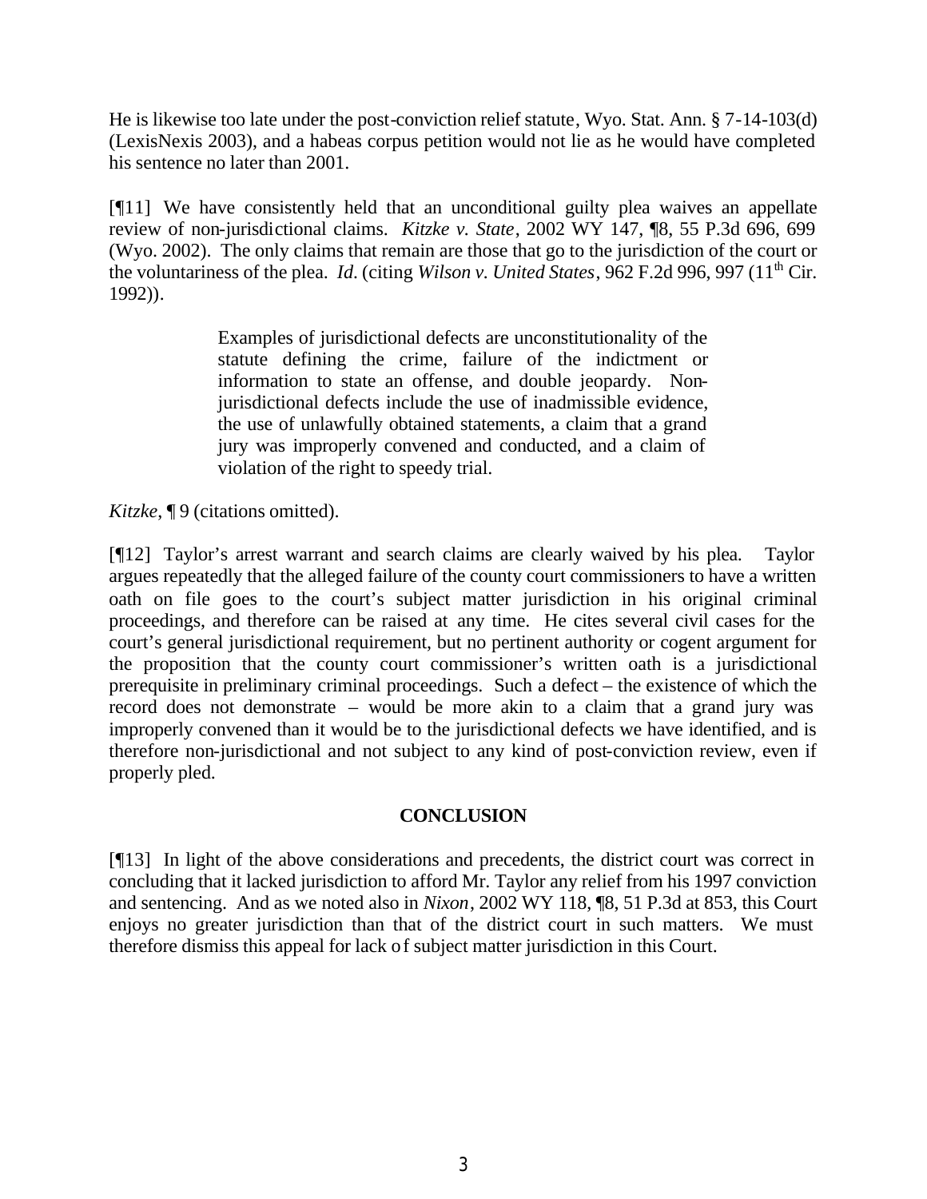He is likewise too late under the post-conviction relief statute, Wyo. Stat. Ann. § 7-14-103(d) (LexisNexis 2003), and a habeas corpus petition would not lie as he would have completed his sentence no later than 2001.

[¶11] We have consistently held that an unconditional guilty plea waives an appellate review of non-jurisdictional claims. *Kitzke v. State*, 2002 WY 147, ¶8, 55 P.3d 696, 699 (Wyo. 2002). The only claims that remain are those that go to the jurisdiction of the court or the voluntariness of the plea. *Id*. (citing *Wilson v. United States*, 962 F.2d 996, 997 (11th Cir. 1992)).

> Examples of jurisdictional defects are unconstitutionality of the statute defining the crime, failure of the indictment or information to state an offense, and double jeopardy. Non-jurisdictional defects include the use of inadmissible evidence, the use of unlawfully obtained statements, a claim that a grand jury was improperly convened and conducted, and a claim of violation of the right to speedy trial.

*Kitzke*, ¶ 9 (citations omitted).

[¶12] Taylor's arrest warrant and search claims are clearly waived by his plea. Taylor argues repeatedly that the alleged failure of the county court commissioners to have a written oath on file goes to the court's subject matter jurisdiction in his original criminal proceedings, and therefore can be raised at any time. He cites several civil cases for the court's general jurisdictional requirement, but no pertinent authority or cogent argument for the proposition that the county court commissioner's written oath is a jurisdictional prerequisite in preliminary criminal proceedings. Such a defect – the existence of which the record does not demonstrate – would be more akin to a claim that a grand jury was improperly convened than it would be to the jurisdictional defects we have identified, and is therefore non-jurisdictional and not subject to any kind of post-conviction review, even if properly pled.

## CONCLUSION

[¶13] In light of the above considerations and precedents, the district court was correct in concluding that it lacked jurisdiction to afford Mr. Taylor any relief from his 1997 conviction and sentencing. And as we noted also in *Nixon*, 2002 WY 118, ¶8, 51 P.3d at 853, this Court enjoys no greater jurisdiction than that of the district court in such matters. We must therefore dismiss this appeal for lack of subject matter jurisdiction in this Court.